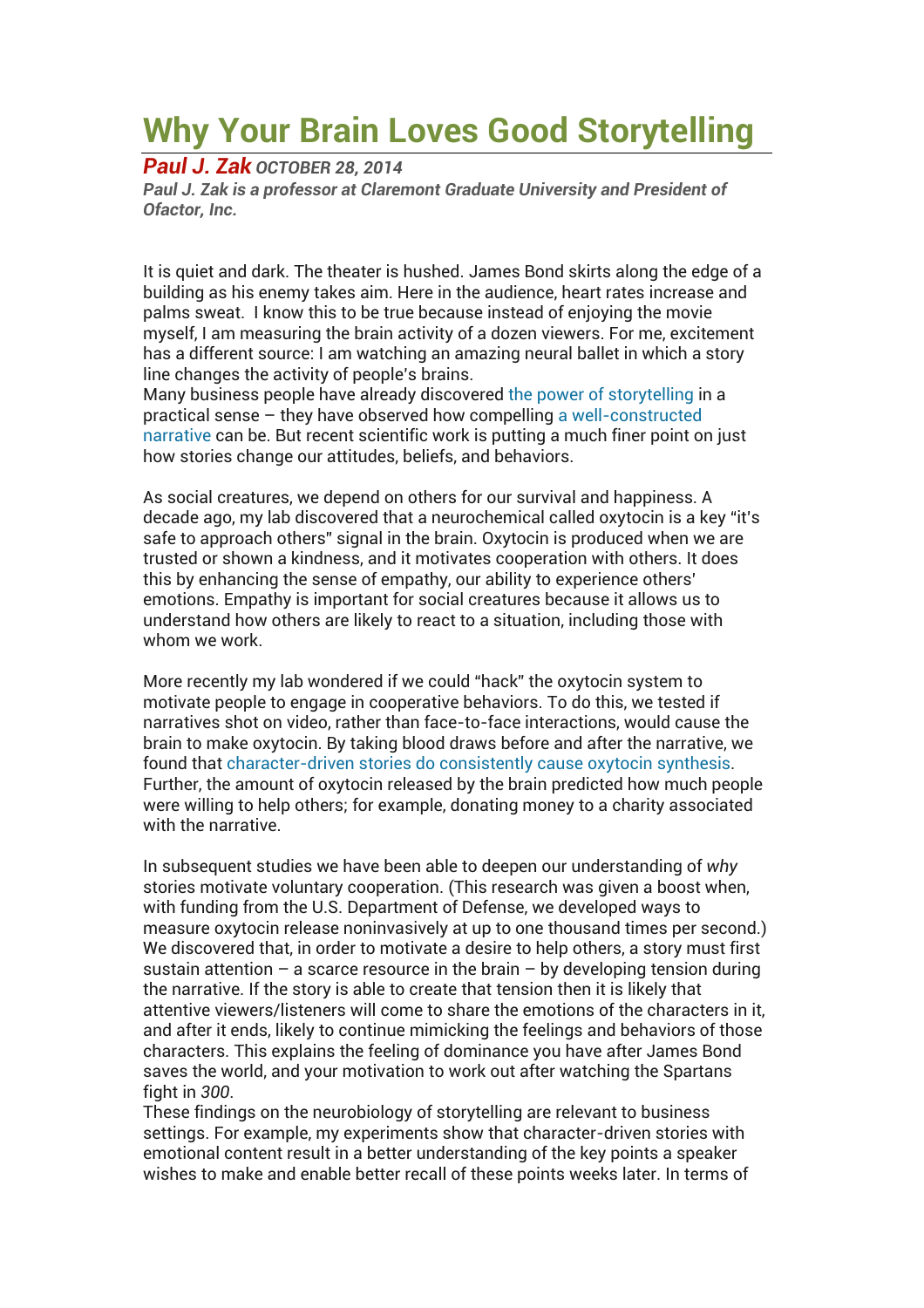# Why Your Brain Loves Good Storytelling

***Paul J. Zak*** ***OCTOBER 28, 2014***

***Paul J. Zak is a professor at Claremont Graduate University and President of Ofactor, Inc.***

It is quiet and dark. The theater is hushed. James Bond skirts along the edge of a building as his enemy takes aim. Here in the audience, heart rates increase and palms sweat. I know this to be true because instead of enjoying the movie myself, I am measuring the brain activity of a dozen viewers. For me, excitement has a different source: I am watching an amazing neural ballet in which a story line changes the activity of people's brains.

Many business people have already discovered the power of storytelling in a practical sense – they have observed how compelling a well-constructed narrative can be. But recent scientific work is putting a much finer point on just how stories change our attitudes, beliefs, and behaviors.

As social creatures, we depend on others for our survival and happiness. A decade ago, my lab discovered that a neurochemical called oxytocin is a key "it's safe to approach others" signal in the brain. Oxytocin is produced when we are trusted or shown a kindness, and it motivates cooperation with others. It does this by enhancing the sense of empathy, our ability to experience others' emotions. Empathy is important for social creatures because it allows us to understand how others are likely to react to a situation, including those with whom we work.

More recently my lab wondered if we could "hack" the oxytocin system to motivate people to engage in cooperative behaviors. To do this, we tested if narratives shot on video, rather than face-to-face interactions, would cause the brain to make oxytocin. By taking blood draws before and after the narrative, we found that character-driven stories do consistently cause oxytocin synthesis. Further, the amount of oxytocin released by the brain predicted how much people were willing to help others; for example, donating money to a charity associated with the narrative.

In subsequent studies we have been able to deepen our understanding of *why* stories motivate voluntary cooperation. (This research was given a boost when, with funding from the U.S. Department of Defense, we developed ways to measure oxytocin release noninvasively at up to one thousand times per second.) We discovered that, in order to motivate a desire to help others, a story must first sustain attention – a scarce resource in the brain – by developing tension during the narrative. If the story is able to create that tension then it is likely that attentive viewers/listeners will come to share the emotions of the characters in it, and after it ends, likely to continue mimicking the feelings and behaviors of those characters. This explains the feeling of dominance you have after James Bond saves the world, and your motivation to work out after watching the Spartans fight in *300*.

These findings on the neurobiology of storytelling are relevant to business settings. For example, my experiments show that character-driven stories with emotional content result in a better understanding of the key points a speaker wishes to make and enable better recall of these points weeks later. In terms of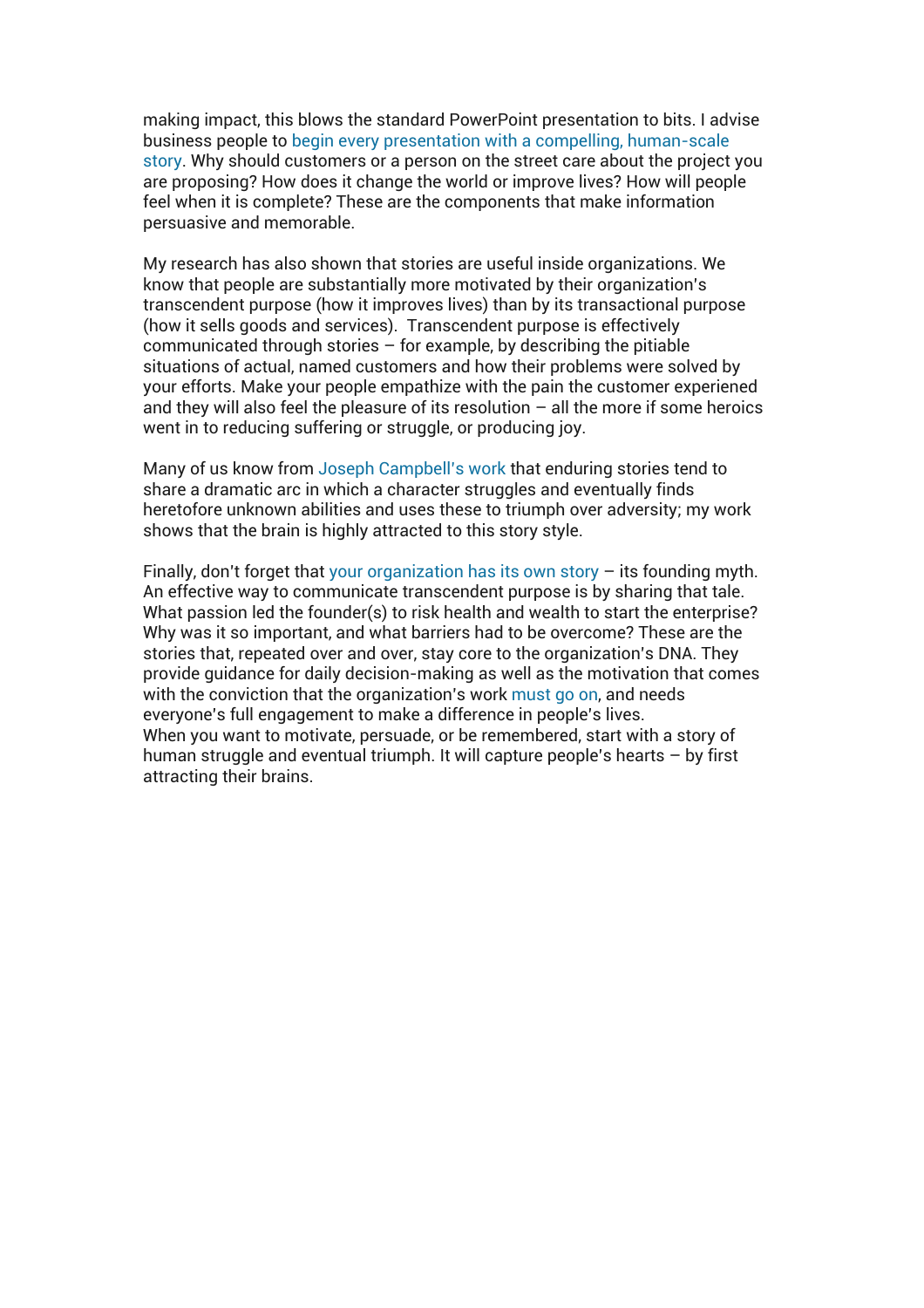making impact, this blows the standard PowerPoint presentation to bits. I advise business people to begin every presentation with a compelling, human-scale story. Why should customers or a person on the street care about the project you are proposing? How does it change the world or improve lives? How will people feel when it is complete? These are the components that make information persuasive and memorable.

My research has also shown that stories are useful inside organizations. We know that people are substantially more motivated by their organization's transcendent purpose (how it improves lives) than by its transactional purpose (how it sells goods and services). Transcendent purpose is effectively communicated through stories – for example, by describing the pitiable situations of actual, named customers and how their problems were solved by your efforts. Make your people empathize with the pain the customer experiened and they will also feel the pleasure of its resolution – all the more if some heroics went in to reducing suffering or struggle, or producing joy.

Many of us know from Joseph Campbell's work that enduring stories tend to share a dramatic arc in which a character struggles and eventually finds heretofore unknown abilities and uses these to triumph over adversity; my work shows that the brain is highly attracted to this story style.

Finally, don't forget that your organization has its own story – its founding myth. An effective way to communicate transcendent purpose is by sharing that tale. What passion led the founder(s) to risk health and wealth to start the enterprise? Why was it so important, and what barriers had to be overcome? These are the stories that, repeated over and over, stay core to the organization's DNA. They provide guidance for daily decision-making as well as the motivation that comes with the conviction that the organization's work must go on, and needs everyone's full engagement to make a difference in people's lives.
When you want to motivate, persuade, or be remembered, start with a story of human struggle and eventual triumph. It will capture people's hearts – by first attracting their brains.